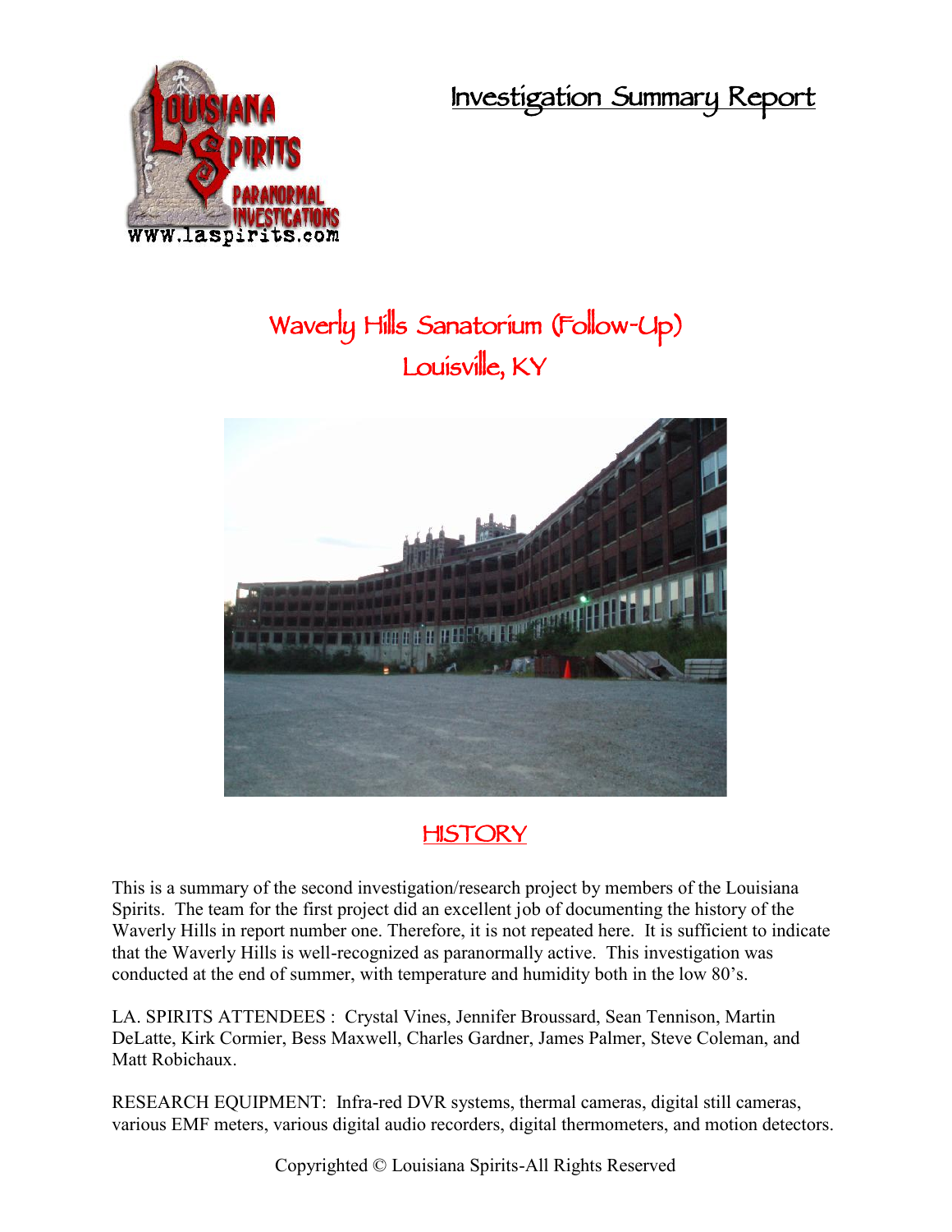# Investigation Summary Report

## Waverly Hills Sanatorium (Follow-Up)
## Louisville, KY

## HISTORY

This is a summary of the second investigation/research project by members of the Louisiana Spirits. The team for the first project did an excellent job of documenting the history of the Waverly Hills in report number one. Therefore, it is not repeated here. It is sufficient to indicate that the Waverly Hills is well-recognized as paranormally active. This investigation was conducted at the end of summer, with temperature and humidity both in the low 80's.

LA. SPIRITS ATTENDEES : Crystal Vines, Jennifer Broussard, Sean Tennison, Martin DeLatte, Kirk Cormier, Bess Maxwell, Charles Gardner, James Palmer, Steve Coleman, and Matt Robichaux.

RESEARCH EQUIPMENT: Infra-red DVR systems, thermal cameras, digital still cameras, various EMF meters, various digital audio recorders, digital thermometers, and motion detectors.

Copyrighted © Louisiana Spirits-All Rights Reserved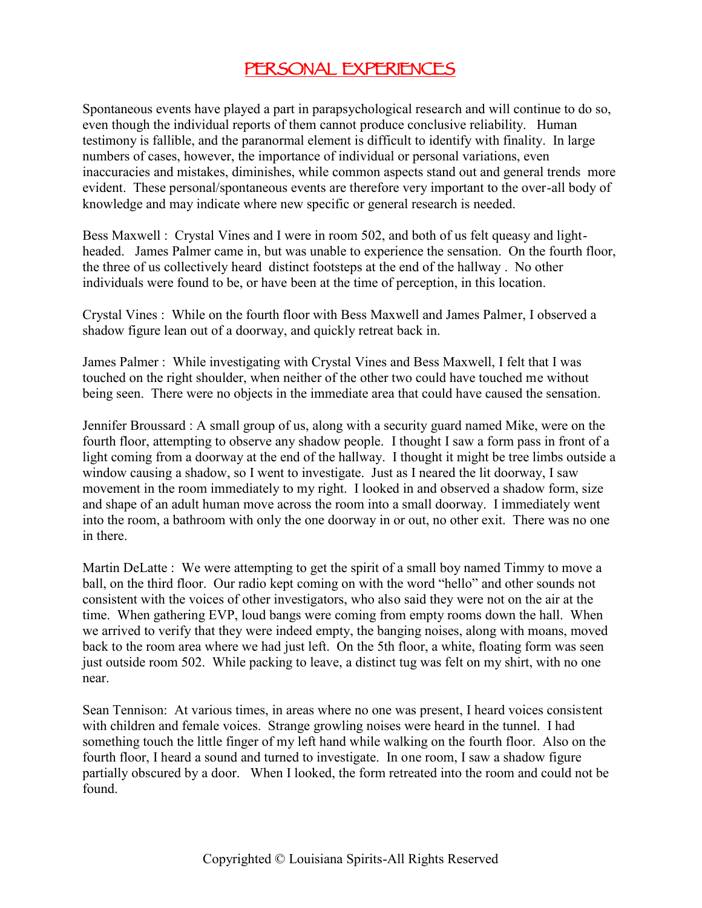# PERSONAL EXPERIENCES

Spontaneous events have played a part in parapsychological research and will continue to do so, even though the individual reports of them cannot produce conclusive reliability. Human testimony is fallible, and the paranormal element is difficult to identify with finality. In large numbers of cases, however, the importance of individual or personal variations, even inaccuracies and mistakes, diminishes, while common aspects stand out and general trends more evident. These personal/spontaneous events are therefore very important to the over-all body of knowledge and may indicate where new specific or general research is needed.

Bess Maxwell : Crystal Vines and I were in room 502, and both of us felt queasy and light-headed. James Palmer came in, but was unable to experience the sensation. On the fourth floor, the three of us collectively heard distinct footsteps at the end of the hallway . No other individuals were found to be, or have been at the time of perception, in this location.

Crystal Vines : While on the fourth floor with Bess Maxwell and James Palmer, I observed a shadow figure lean out of a doorway, and quickly retreat back in.

James Palmer : While investigating with Crystal Vines and Bess Maxwell, I felt that I was touched on the right shoulder, when neither of the other two could have touched me without being seen. There were no objects in the immediate area that could have caused the sensation.

Jennifer Broussard : A small group of us, along with a security guard named Mike, were on the fourth floor, attempting to observe any shadow people. I thought I saw a form pass in front of a light coming from a doorway at the end of the hallway. I thought it might be tree limbs outside a window causing a shadow, so I went to investigate. Just as I neared the lit doorway, I saw movement in the room immediately to my right. I looked in and observed a shadow form, size and shape of an adult human move across the room into a small doorway. I immediately went into the room, a bathroom with only the one doorway in or out, no other exit. There was no one in there.

Martin DeLatte : We were attempting to get the spirit of a small boy named Timmy to move a ball, on the third floor. Our radio kept coming on with the word "hello" and other sounds not consistent with the voices of other investigators, who also said they were not on the air at the time. When gathering EVP, loud bangs were coming from empty rooms down the hall. When we arrived to verify that they were indeed empty, the banging noises, along with moans, moved back to the room area where we had just left. On the 5th floor, a white, floating form was seen just outside room 502. While packing to leave, a distinct tug was felt on my shirt, with no one near.

Sean Tennison: At various times, in areas where no one was present, I heard voices consistent with children and female voices. Strange growling noises were heard in the tunnel. I had something touch the little finger of my left hand while walking on the fourth floor. Also on the fourth floor, I heard a sound and turned to investigate. In one room, I saw a shadow figure partially obscured by a door. When I looked, the form retreated into the room and could not be found.

Copyrighted © Louisiana Spirits-All Rights Reserved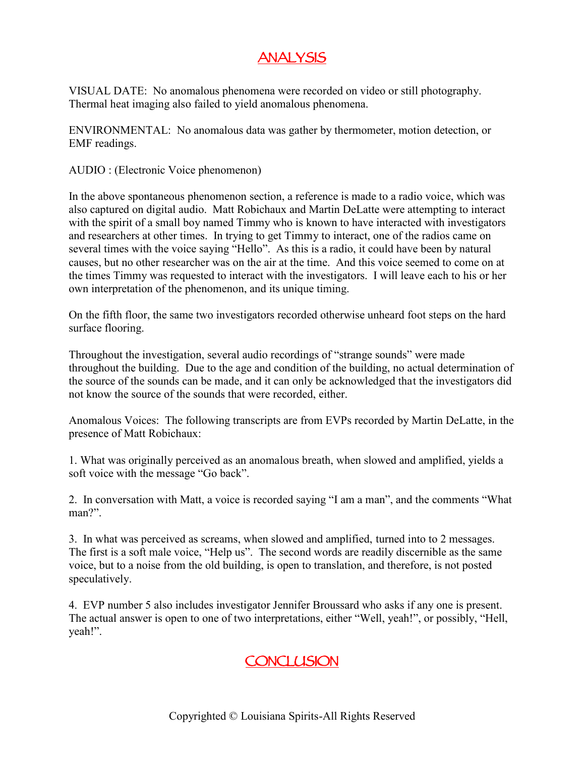# ANALYSIS

VISUAL DATE: No anomalous phenomena were recorded on video or still photography. Thermal heat imaging also failed to yield anomalous phenomena.

ENVIRONMENTAL: No anomalous data was gather by thermometer, motion detection, or EMF readings.

AUDIO : (Electronic Voice phenomenon)

In the above spontaneous phenomenon section, a reference is made to a radio voice, which was also captured on digital audio. Matt Robichaux and Martin DeLatte were attempting to interact with the spirit of a small boy named Timmy who is known to have interacted with investigators and researchers at other times. In trying to get Timmy to interact, one of the radios came on several times with the voice saying "Hello". As this is a radio, it could have been by natural causes, but no other researcher was on the air at the time. And this voice seemed to come on at the times Timmy was requested to interact with the investigators. I will leave each to his or her own interpretation of the phenomenon, and its unique timing.

On the fifth floor, the same two investigators recorded otherwise unheard foot steps on the hard surface flooring.

Throughout the investigation, several audio recordings of "strange sounds" were made throughout the building. Due to the age and condition of the building, no actual determination of the source of the sounds can be made, and it can only be acknowledged that the investigators did not know the source of the sounds that were recorded, either.

Anomalous Voices: The following transcripts are from EVPs recorded by Martin DeLatte, in the presence of Matt Robichaux:

1. What was originally perceived as an anomalous breath, when slowed and amplified, yields a soft voice with the message "Go back".

2. In conversation with Matt, a voice is recorded saying "I am a man", and the comments "What man?".

3. In what was perceived as screams, when slowed and amplified, turned into to 2 messages. The first is a soft male voice, "Help us". The second words are readily discernible as the same voice, but to a noise from the old building, is open to translation, and therefore, is not posted speculatively.

4. EVP number 5 also includes investigator Jennifer Broussard who asks if any one is present. The actual answer is open to one of two interpretations, either "Well, yeah!", or possibly, "Hell, yeah!".

# CONCLUSION

Copyrighted © Louisiana Spirits-All Rights Reserved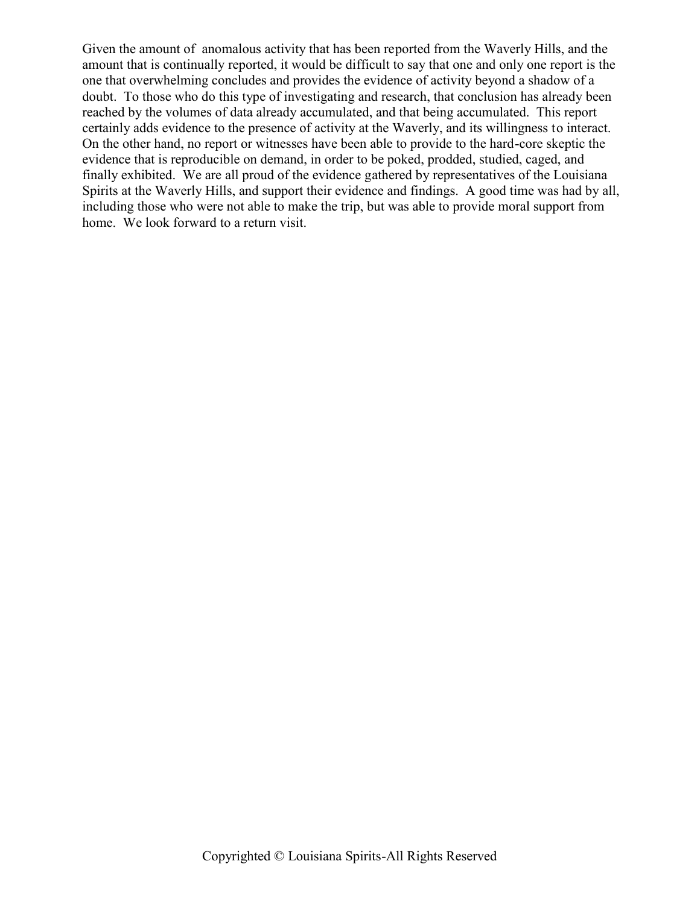Given the amount of anomalous activity that has been reported from the Waverly Hills, and the amount that is continually reported, it would be difficult to say that one and only one report is the one that overwhelming concludes and provides the evidence of activity beyond a shadow of a doubt. To those who do this type of investigating and research, that conclusion has already been reached by the volumes of data already accumulated, and that being accumulated. This report certainly adds evidence to the presence of activity at the Waverly, and its willingness to interact. On the other hand, no report or witnesses have been able to provide to the hard-core skeptic the evidence that is reproducible on demand, in order to be poked, prodded, studied, caged, and finally exhibited. We are all proud of the evidence gathered by representatives of the Louisiana Spirits at the Waverly Hills, and support their evidence and findings. A good time was had by all, including those who were not able to make the trip, but was able to provide moral support from home. We look forward to a return visit.